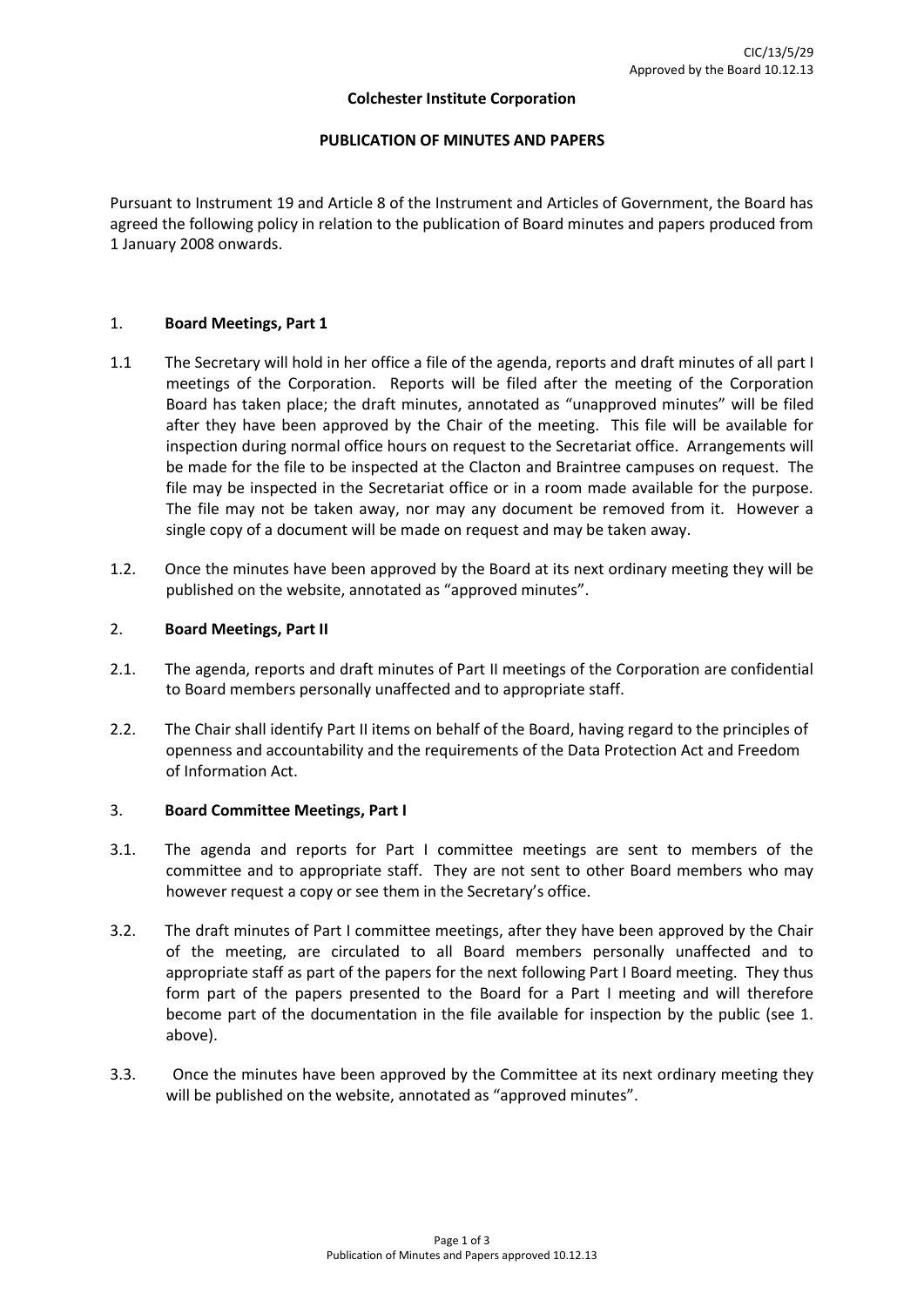CIC/13/5/29
Approved by the Board 10.12.13

**Colchester Institute Corporation**

**PUBLICATION OF MINUTES AND PAPERS**

Pursuant to Instrument 19 and Article 8 of the Instrument and Articles of Government, the Board has agreed the following policy in relation to the publication of Board minutes and papers produced from 1 January 2008 onwards.

## 1. Board Meetings, Part 1

1.1 The Secretary will hold in her office a file of the agenda, reports and draft minutes of all part I meetings of the Corporation. Reports will be filed after the meeting of the Corporation Board has taken place; the draft minutes, annotated as "unapproved minutes" will be filed after they have been approved by the Chair of the meeting. This file will be available for inspection during normal office hours on request to the Secretariat office. Arrangements will be made for the file to be inspected at the Clacton and Braintree campuses on request. The file may be inspected in the Secretariat office or in a room made available for the purpose. The file may not be taken away, nor may any document be removed from it. However a single copy of a document will be made on request and may be taken away.

1.2. Once the minutes have been approved by the Board at its next ordinary meeting they will be published on the website, annotated as "approved minutes".

## 2. Board Meetings, Part II

2.1. The agenda, reports and draft minutes of Part II meetings of the Corporation are confidential to Board members personally unaffected and to appropriate staff.

2.2. The Chair shall identify Part II items on behalf of the Board, having regard to the principles of openness and accountability and the requirements of the Data Protection Act and Freedom of Information Act.

## 3. Board Committee Meetings, Part I

3.1. The agenda and reports for Part I committee meetings are sent to members of the committee and to appropriate staff. They are not sent to other Board members who may however request a copy or see them in the Secretary's office.

3.2. The draft minutes of Part I committee meetings, after they have been approved by the Chair of the meeting, are circulated to all Board members personally unaffected and to appropriate staff as part of the papers for the next following Part I Board meeting. They thus form part of the papers presented to the Board for a Part I meeting and will therefore become part of the documentation in the file available for inspection by the public (see 1. above).

3.3. Once the minutes have been approved by the Committee at its next ordinary meeting they will be published on the website, annotated as "approved minutes".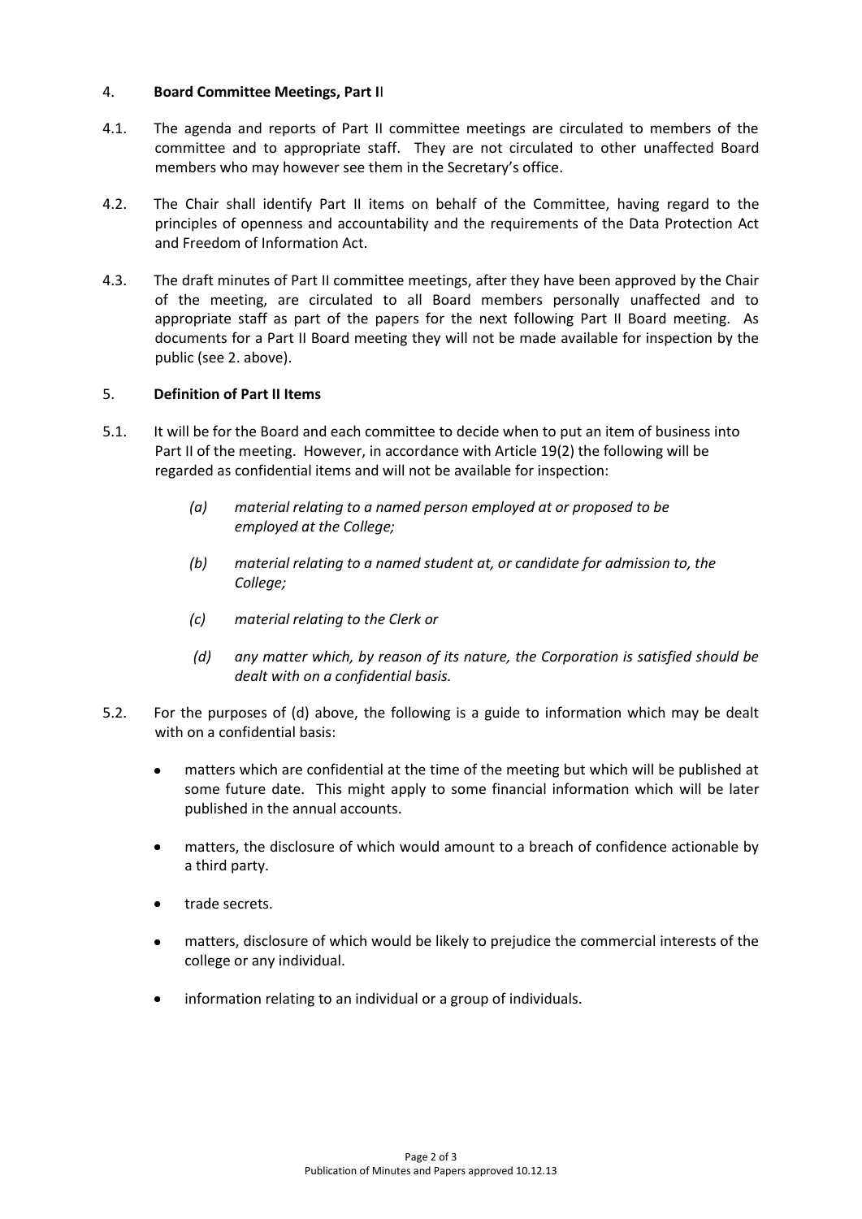4. **Board Committee Meetings, Part II**

4.1. The agenda and reports of Part II committee meetings are circulated to members of the committee and to appropriate staff. They are not circulated to other unaffected Board members who may however see them in the Secretary's office.

4.2. The Chair shall identify Part II items on behalf of the Committee, having regard to the principles of openness and accountability and the requirements of the Data Protection Act and Freedom of Information Act.

4.3. The draft minutes of Part II committee meetings, after they have been approved by the Chair of the meeting, are circulated to all Board members personally unaffected and to appropriate staff as part of the papers for the next following Part II Board meeting. As documents for a Part II Board meeting they will not be made available for inspection by the public (see 2. above).

5. **Definition of Part II Items**

5.1. It will be for the Board and each committee to decide when to put an item of business into Part II of the meeting. However, in accordance with Article 19(2) the following will be regarded as confidential items and will not be available for inspection:

*(a) material relating to a named person employed at or proposed to be employed at the College;*

*(b) material relating to a named student at, or candidate for admission to, the College;*

*(c) material relating to the Clerk or*

*(d) any matter which, by reason of its nature, the Corporation is satisfied should be dealt with on a confidential basis.*

5.2. For the purposes of (d) above, the following is a guide to information which may be dealt with on a confidential basis:

- matters which are confidential at the time of the meeting but which will be published at some future date. This might apply to some financial information which will be later published in the annual accounts.

- matters, the disclosure of which would amount to a breach of confidence actionable by a third party.

- trade secrets.

- matters, disclosure of which would be likely to prejudice the commercial interests of the college or any individual.

- information relating to an individual or a group of individuals.

Publication of Minutes and Papers approved 10.12.13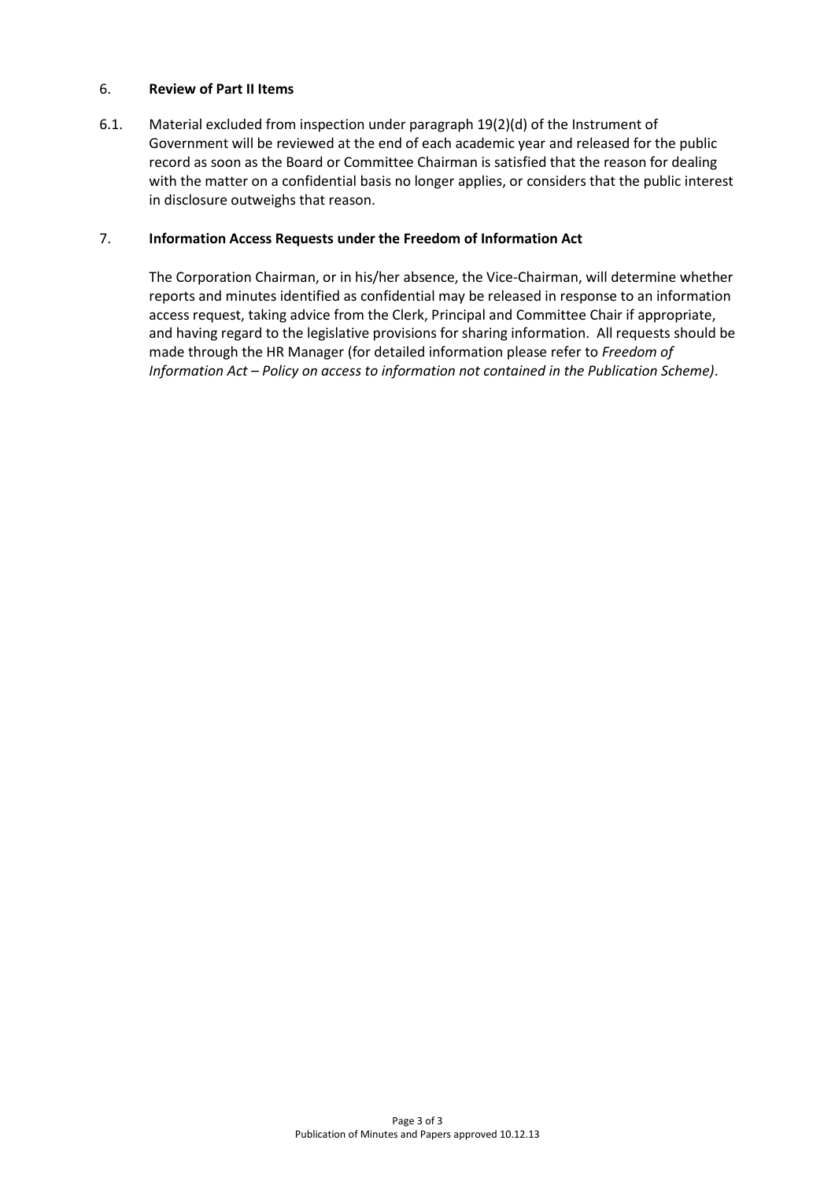## 6. **Review of Part II Items**

6.1. Material excluded from inspection under paragraph 19(2)(d) of the Instrument of Government will be reviewed at the end of each academic year and released for the public record as soon as the Board or Committee Chairman is satisfied that the reason for dealing with the matter on a confidential basis no longer applies, or considers that the public interest in disclosure outweighs that reason.

## 7. **Information Access Requests under the Freedom of Information Act**

The Corporation Chairman, or in his/her absence, the Vice-Chairman, will determine whether reports and minutes identified as confidential may be released in response to an information access request, taking advice from the Clerk, Principal and Committee Chair if appropriate, and having regard to the legislative provisions for sharing information. All requests should be made through the HR Manager (for detailed information please refer to *Freedom of Information Act – Policy on access to information not contained in the Publication Scheme)*.